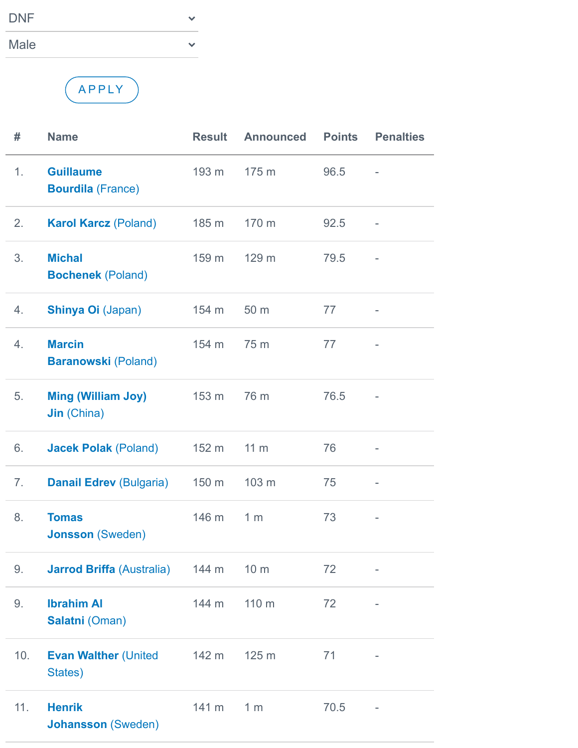DNF

Male

APPLY

| # | Name | Result | Announced | Points | Penalties |
|---|---|---|---|---|---|
| 1. | **Guillaume Bourdila** (France) | 193 m | 175 m | 96.5 | - |
| 2. | **Karol Karcz** (Poland) | 185 m | 170 m | 92.5 | - |
| 3. | **Michal Bochenek** (Poland) | 159 m | 129 m | 79.5 | - |
| 4. | **Shinya Oi** (Japan) | 154 m | 50 m | 77 | - |
| 4. | **Marcin Baranowski** (Poland) | 154 m | 75 m | 77 | - |
| 5. | **Ming (William Joy) Jin** (China) | 153 m | 76 m | 76.5 | - |
| 6. | **Jacek Polak** (Poland) | 152 m | 11 m | 76 | - |
| 7. | **Danail Edrev** (Bulgaria) | 150 m | 103 m | 75 | - |
| 8. | **Tomas Jonsson** (Sweden) | 146 m | 1 m | 73 | - |
| 9. | **Jarrod Briffa** (Australia) | 144 m | 10 m | 72 | - |
| 9. | **Ibrahim Al Salatni** (Oman) | 144 m | 110 m | 72 | - |
| 10. | **Evan Walther** (United States) | 142 m | 125 m | 71 | - |
| 11. | **Henrik Johansson** (Sweden) | 141 m | 1 m | 70.5 | - |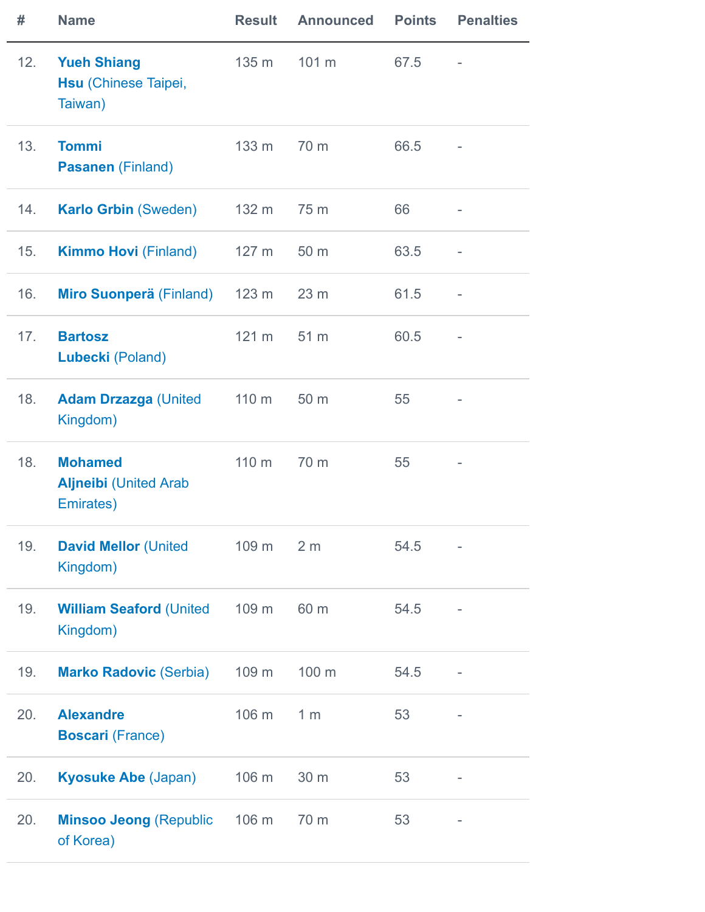| # | Name | Result | Announced | Points | Penalties |
|---|---|---|---|---|---|
| 12. | **Yueh Shiang Hsu** (Chinese Taipei, Taiwan) | 135 m | 101 m | 67.5 | - |
| 13. | **Tommi Pasanen** (Finland) | 133 m | 70 m | 66.5 | - |
| 14. | **Karlo Grbin** (Sweden) | 132 m | 75 m | 66 | - |
| 15. | **Kimmo Hovi** (Finland) | 127 m | 50 m | 63.5 | - |
| 16. | **Miro Suonperä** (Finland) | 123 m | 23 m | 61.5 | - |
| 17. | **Bartosz Lubecki** (Poland) | 121 m | 51 m | 60.5 | - |
| 18. | **Adam Drzazga** (United Kingdom) | 110 m | 50 m | 55 | - |
| 18. | **Mohamed Aljneibi** (United Arab Emirates) | 110 m | 70 m | 55 | - |
| 19. | **David Mellor** (United Kingdom) | 109 m | 2 m | 54.5 | - |
| 19. | **William Seaford** (United Kingdom) | 109 m | 60 m | 54.5 | - |
| 19. | **Marko Radovic** (Serbia) | 109 m | 100 m | 54.5 | - |
| 20. | **Alexandre Boscari** (France) | 106 m | 1 m | 53 | - |
| 20. | **Kyosuke Abe** (Japan) | 106 m | 30 m | 53 | - |
| 20. | **Minsoo Jeong** (Republic of Korea) | 106 m | 70 m | 53 | - |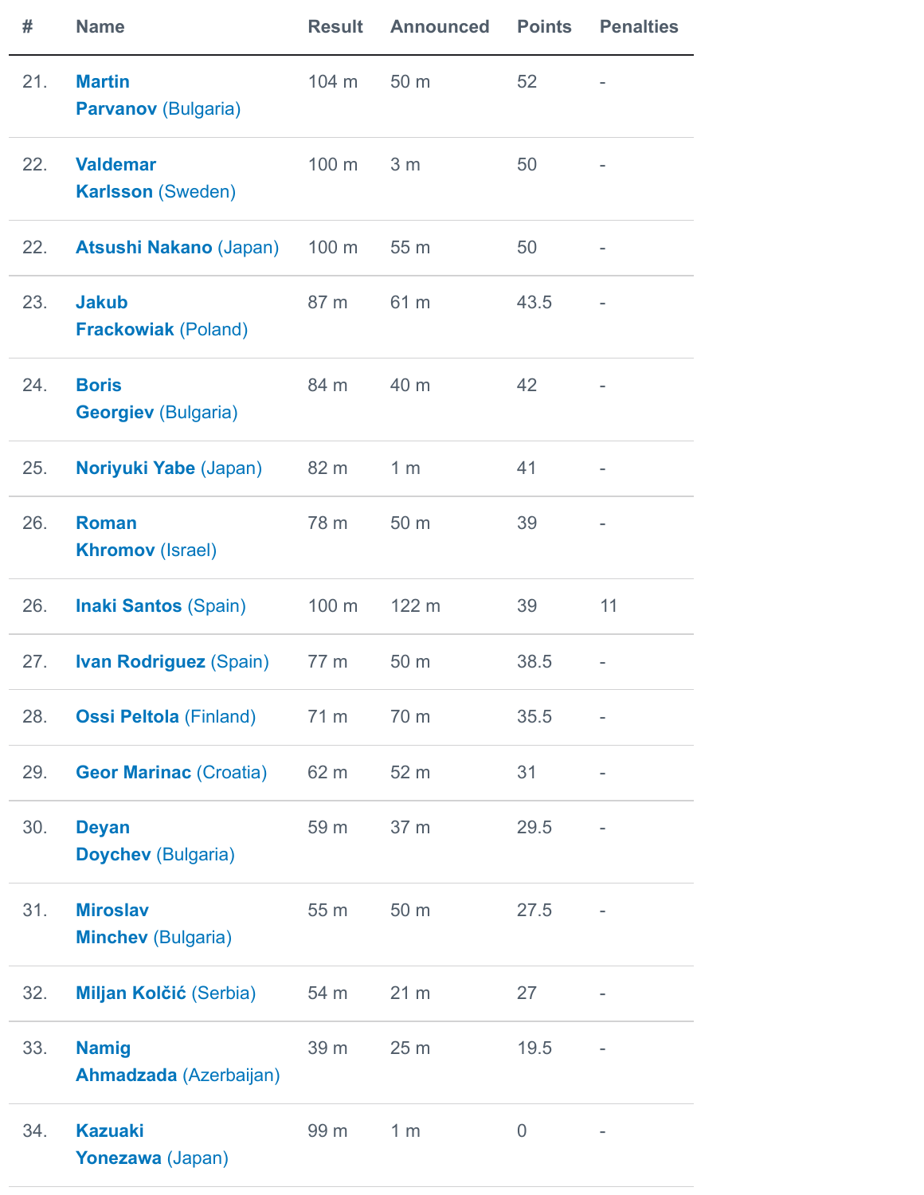| # | Name | Result | Announced | Points | Penalties |
|---|---|---|---|---|---|
| 21. | **Martin Parvanov** (Bulgaria) | 104 m | 50 m | 52 | - |
| 22. | **Valdemar Karlsson** (Sweden) | 100 m | 3 m | 50 | - |
| 22. | **Atsushi Nakano** (Japan) | 100 m | 55 m | 50 | - |
| 23. | **Jakub Frackowiak** (Poland) | 87 m | 61 m | 43.5 | - |
| 24. | **Boris Georgiev** (Bulgaria) | 84 m | 40 m | 42 | - |
| 25. | **Noriyuki Yabe** (Japan) | 82 m | 1 m | 41 | - |
| 26. | **Roman Khromov** (Israel) | 78 m | 50 m | 39 | - |
| 26. | **Inaki Santos** (Spain) | 100 m | 122 m | 39 | 11 |
| 27. | **Ivan Rodriguez** (Spain) | 77 m | 50 m | 38.5 | - |
| 28. | **Ossi Peltola** (Finland) | 71 m | 70 m | 35.5 | - |
| 29. | **Geor Marinac** (Croatia) | 62 m | 52 m | 31 | - |
| 30. | **Deyan Doychev** (Bulgaria) | 59 m | 37 m | 29.5 | - |
| 31. | **Miroslav Minchev** (Bulgaria) | 55 m | 50 m | 27.5 | - |
| 32. | **Miljan Kolčić** (Serbia) | 54 m | 21 m | 27 | - |
| 33. | **Namig Ahmadzada** (Azerbaijan) | 39 m | 25 m | 19.5 | - |
| 34. | **Kazuaki Yonezawa** (Japan) | 99 m | 1 m | 0 | - |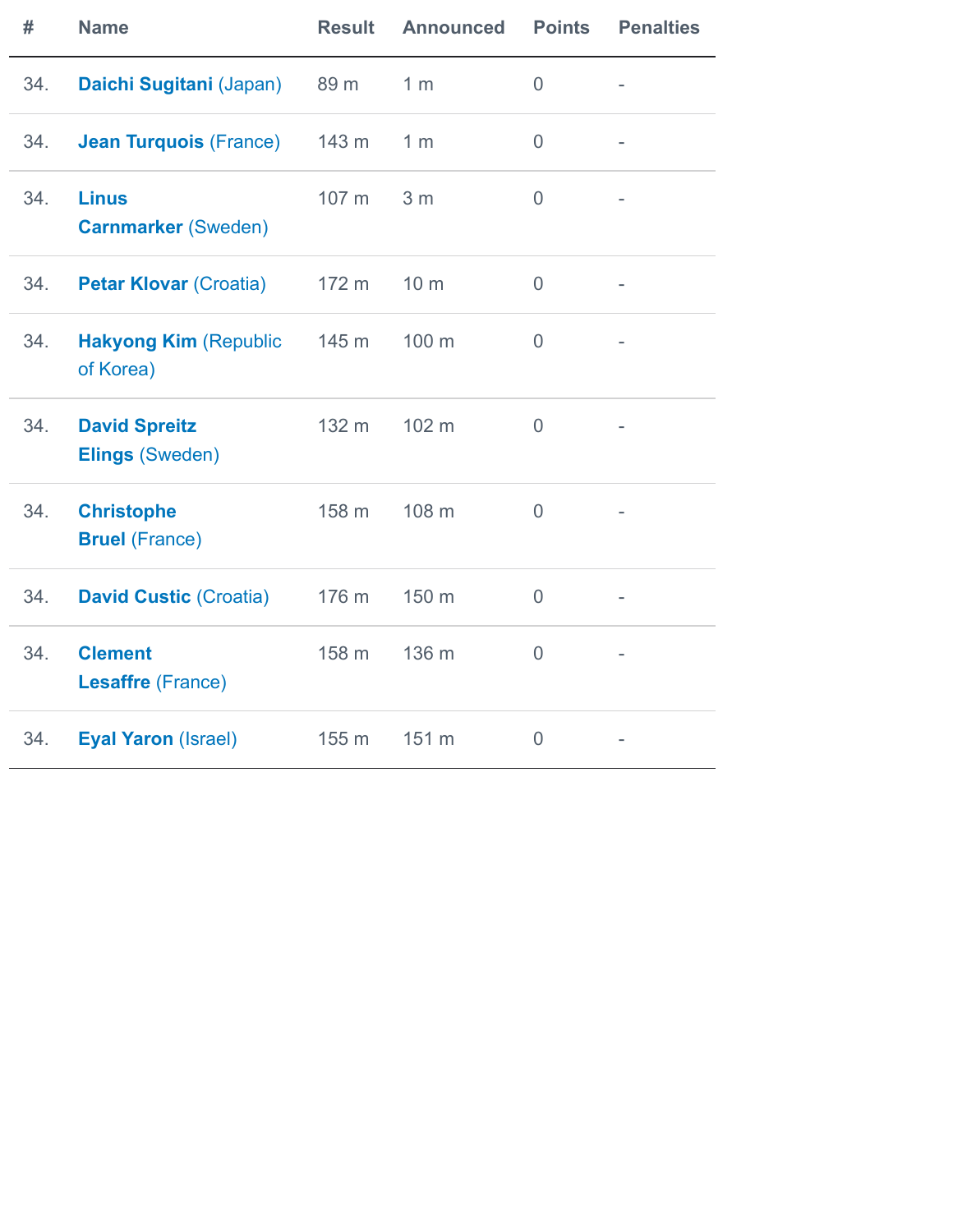| # | Name | Result | Announced | Points | Penalties |
|---|---|---|---|---|---|
| 34. | **Daichi Sugitani** (Japan) | 89 m | 1 m | 0 | - |
| 34. | **Jean Turquois** (France) | 143 m | 1 m | 0 | - |
| 34. | **Linus Carnmarker** (Sweden) | 107 m | 3 m | 0 | - |
| 34. | **Petar Klovar** (Croatia) | 172 m | 10 m | 0 | - |
| 34. | **Hakyong Kim** (Republic of Korea) | 145 m | 100 m | 0 | - |
| 34. | **David Spreitz Elings** (Sweden) | 132 m | 102 m | 0 | - |
| 34. | **Christophe Bruel** (France) | 158 m | 108 m | 0 | - |
| 34. | **David Custic** (Croatia) | 176 m | 150 m | 0 | - |
| 34. | **Clement Lesaffre** (France) | 158 m | 136 m | 0 | - |
| 34. | **Eyal Yaron** (Israel) | 155 m | 151 m | 0 | - |